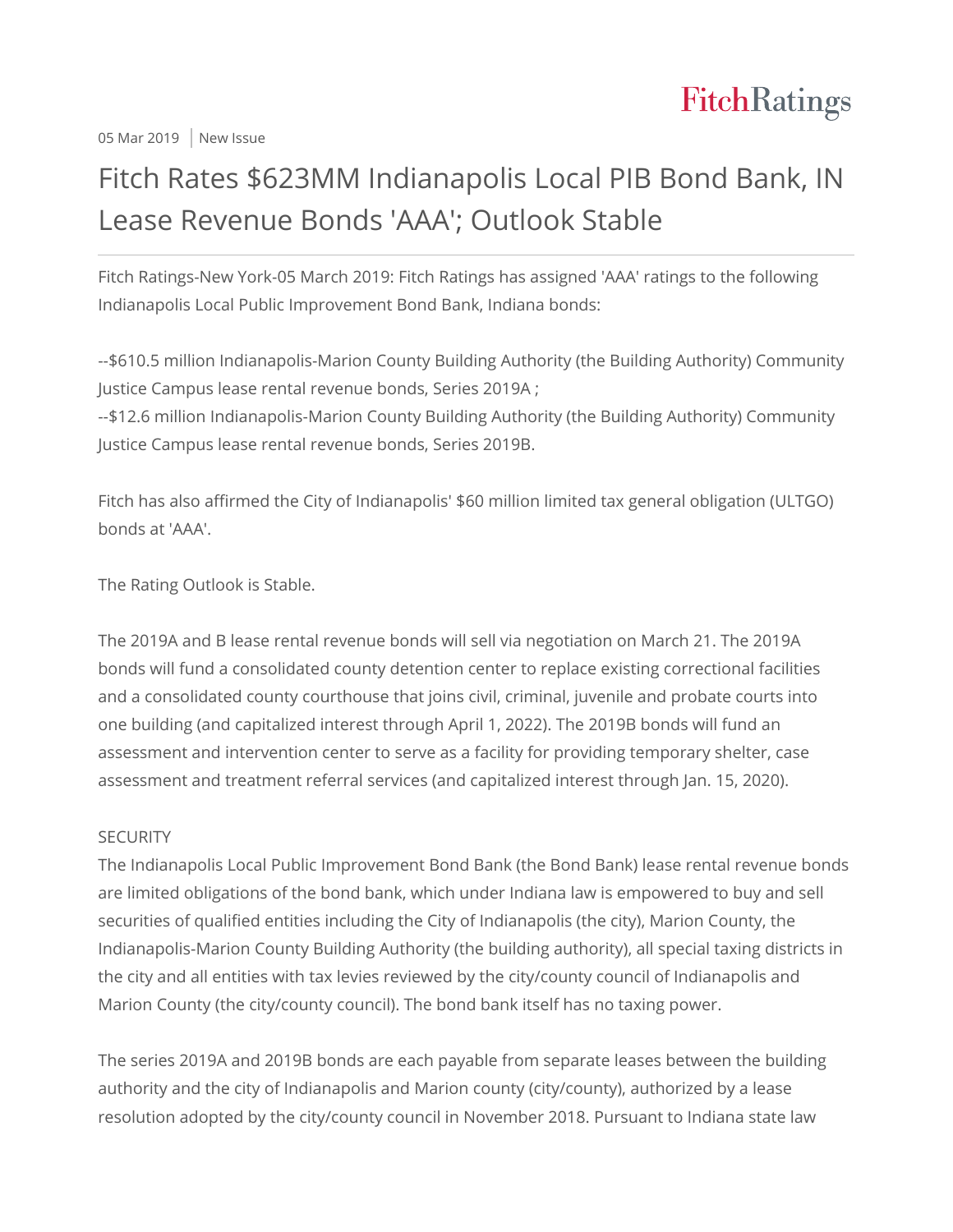FitchRatings

05 Mar 2019 | New Issue

# Fitch Rates $623MM Indianapolis Local PIB Bond Bank, IN Lease Revenue Bonds 'AAA'; Outlook Stable

Fitch Ratings-New York-05 March 2019: Fitch Ratings has assigned 'AAA' ratings to the following Indianapolis Local Public Improvement Bond Bank, Indiana bonds:

--$610.5 million Indianapolis-Marion County Building Authority (the Building Authority) Community Justice Campus lease rental revenue bonds, Series 2019A ;
--$12.6 million Indianapolis-Marion County Building Authority (the Building Authority) Community Justice Campus lease rental revenue bonds, Series 2019B.

Fitch has also affirmed the City of Indianapolis' $60 million limited tax general obligation (ULTGO) bonds at 'AAA'.

The Rating Outlook is Stable.

The 2019A and B lease rental revenue bonds will sell via negotiation on March 21. The 2019A bonds will fund a consolidated county detention center to replace existing correctional facilities and a consolidated county courthouse that joins civil, criminal, juvenile and probate courts into one building (and capitalized interest through April 1, 2022). The 2019B bonds will fund an assessment and intervention center to serve as a facility for providing temporary shelter, case assessment and treatment referral services (and capitalized interest through Jan. 15, 2020).

SECURITY

The Indianapolis Local Public Improvement Bond Bank (the Bond Bank) lease rental revenue bonds are limited obligations of the bond bank, which under Indiana law is empowered to buy and sell securities of qualified entities including the City of Indianapolis (the city), Marion County, the Indianapolis-Marion County Building Authority (the building authority), all special taxing districts in the city and all entities with tax levies reviewed by the city/county council of Indianapolis and Marion County (the city/county council). The bond bank itself has no taxing power.

The series 2019A and 2019B bonds are each payable from separate leases between the building authority and the city of Indianapolis and Marion county (city/county), authorized by a lease resolution adopted by the city/county council in November 2018. Pursuant to Indiana state law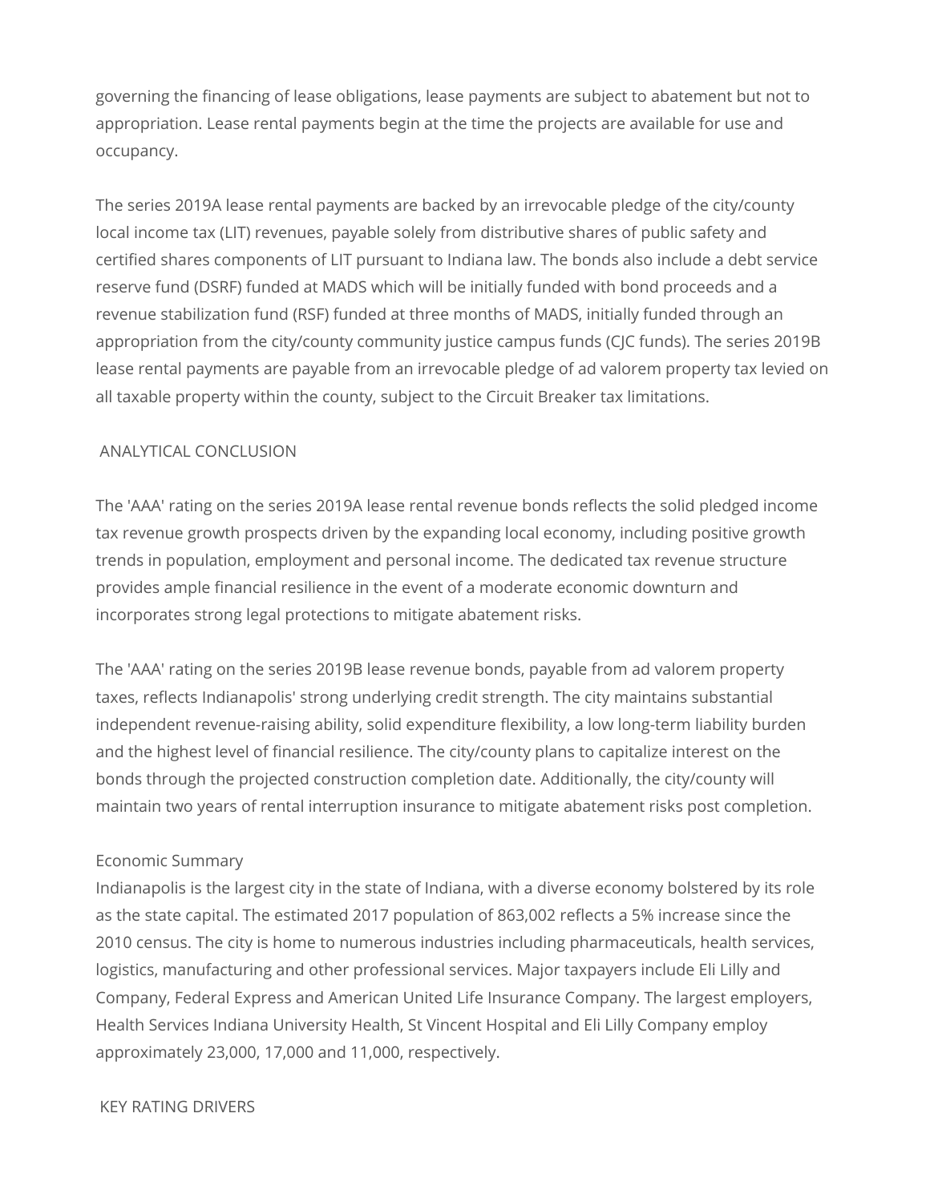governing the financing of lease obligations, lease payments are subject to abatement but not to appropriation. Lease rental payments begin at the time the projects are available for use and occupancy.

The series 2019A lease rental payments are backed by an irrevocable pledge of the city/county local income tax (LIT) revenues, payable solely from distributive shares of public safety and certified shares components of LIT pursuant to Indiana law. The bonds also include a debt service reserve fund (DSRF) funded at MADS which will be initially funded with bond proceeds and a revenue stabilization fund (RSF) funded at three months of MADS, initially funded through an appropriation from the city/county community justice campus funds (CJC funds). The series 2019B lease rental payments are payable from an irrevocable pledge of ad valorem property tax levied on all taxable property within the county, subject to the Circuit Breaker tax limitations.

## ANALYTICAL CONCLUSION

The 'AAA' rating on the series 2019A lease rental revenue bonds reflects the solid pledged income tax revenue growth prospects driven by the expanding local economy, including positive growth trends in population, employment and personal income. The dedicated tax revenue structure provides ample financial resilience in the event of a moderate economic downturn and incorporates strong legal protections to mitigate abatement risks.

The 'AAA' rating on the series 2019B lease revenue bonds, payable from ad valorem property taxes, reflects Indianapolis' strong underlying credit strength. The city maintains substantial independent revenue-raising ability, solid expenditure flexibility, a low long-term liability burden and the highest level of financial resilience. The city/county plans to capitalize interest on the bonds through the projected construction completion date. Additionally, the city/county will maintain two years of rental interruption insurance to mitigate abatement risks post completion.

### Economic Summary

Indianapolis is the largest city in the state of Indiana, with a diverse economy bolstered by its role as the state capital. The estimated 2017 population of 863,002 reflects a 5% increase since the 2010 census. The city is home to numerous industries including pharmaceuticals, health services, logistics, manufacturing and other professional services. Major taxpayers include Eli Lilly and Company, Federal Express and American United Life Insurance Company. The largest employers, Health Services Indiana University Health, St Vincent Hospital and Eli Lilly Company employ approximately 23,000, 17,000 and 11,000, respectively.

## KEY RATING DRIVERS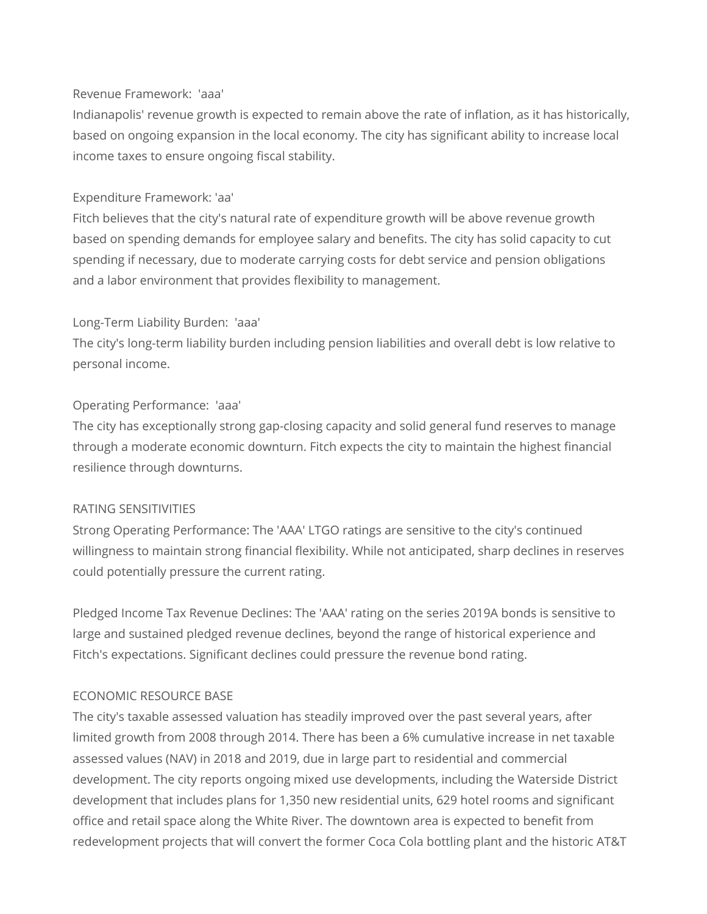Revenue Framework: 'aaa'

Indianapolis' revenue growth is expected to remain above the rate of inflation, as it has historically, based on ongoing expansion in the local economy. The city has significant ability to increase local income taxes to ensure ongoing fiscal stability.

Expenditure Framework: 'aa'

Fitch believes that the city's natural rate of expenditure growth will be above revenue growth based on spending demands for employee salary and benefits. The city has solid capacity to cut spending if necessary, due to moderate carrying costs for debt service and pension obligations and a labor environment that provides flexibility to management.

Long-Term Liability Burden: 'aaa'

The city's long-term liability burden including pension liabilities and overall debt is low relative to personal income.

Operating Performance: 'aaa'

The city has exceptionally strong gap-closing capacity and solid general fund reserves to manage through a moderate economic downturn. Fitch expects the city to maintain the highest financial resilience through downturns.

RATING SENSITIVITIES

Strong Operating Performance: The 'AAA' LTGO ratings are sensitive to the city's continued willingness to maintain strong financial flexibility. While not anticipated, sharp declines in reserves could potentially pressure the current rating.

Pledged Income Tax Revenue Declines: The 'AAA' rating on the series 2019A bonds is sensitive to large and sustained pledged revenue declines, beyond the range of historical experience and Fitch's expectations. Significant declines could pressure the revenue bond rating.

ECONOMIC RESOURCE BASE

The city's taxable assessed valuation has steadily improved over the past several years, after limited growth from 2008 through 2014. There has been a 6% cumulative increase in net taxable assessed values (NAV) in 2018 and 2019, due in large part to residential and commercial development. The city reports ongoing mixed use developments, including the Waterside District development that includes plans for 1,350 new residential units, 629 hotel rooms and significant office and retail space along the White River. The downtown area is expected to benefit from redevelopment projects that will convert the former Coca Cola bottling plant and the historic AT&T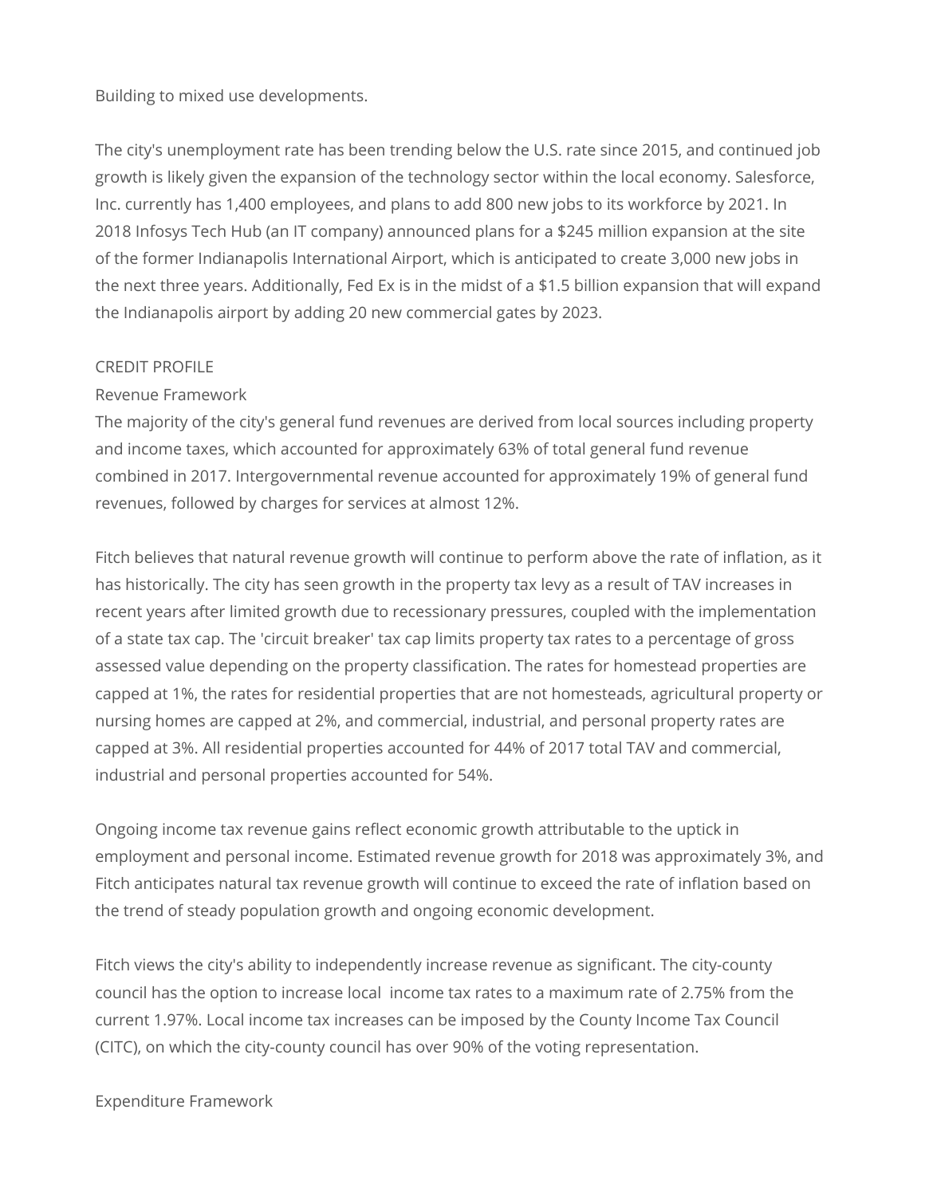Building to mixed use developments.

The city's unemployment rate has been trending below the U.S. rate since 2015, and continued job growth is likely given the expansion of the technology sector within the local economy. Salesforce, Inc. currently has 1,400 employees, and plans to add 800 new jobs to its workforce by 2021. In 2018 Infosys Tech Hub (an IT company) announced plans for a $245 million expansion at the site of the former Indianapolis International Airport, which is anticipated to create 3,000 new jobs in the next three years. Additionally, Fed Ex is in the midst of a $1.5 billion expansion that will expand the Indianapolis airport by adding 20 new commercial gates by 2023.

## CREDIT PROFILE

### Revenue Framework

The majority of the city's general fund revenues are derived from local sources including property and income taxes, which accounted for approximately 63% of total general fund revenue combined in 2017. Intergovernmental revenue accounted for approximately 19% of general fund revenues, followed by charges for services at almost 12%.

Fitch believes that natural revenue growth will continue to perform above the rate of inflation, as it has historically. The city has seen growth in the property tax levy as a result of TAV increases in recent years after limited growth due to recessionary pressures, coupled with the implementation of a state tax cap. The 'circuit breaker' tax cap limits property tax rates to a percentage of gross assessed value depending on the property classification. The rates for homestead properties are capped at 1%, the rates for residential properties that are not homesteads, agricultural property or nursing homes are capped at 2%, and commercial, industrial, and personal property rates are capped at 3%. All residential properties accounted for 44% of 2017 total TAV and commercial, industrial and personal properties accounted for 54%.

Ongoing income tax revenue gains reflect economic growth attributable to the uptick in employment and personal income. Estimated revenue growth for 2018 was approximately 3%, and Fitch anticipates natural tax revenue growth will continue to exceed the rate of inflation based on the trend of steady population growth and ongoing economic development.

Fitch views the city's ability to independently increase revenue as significant. The city-county council has the option to increase local income tax rates to a maximum rate of 2.75% from the current 1.97%. Local income tax increases can be imposed by the County Income Tax Council (CITC), on which the city-county council has over 90% of the voting representation.

### Expenditure Framework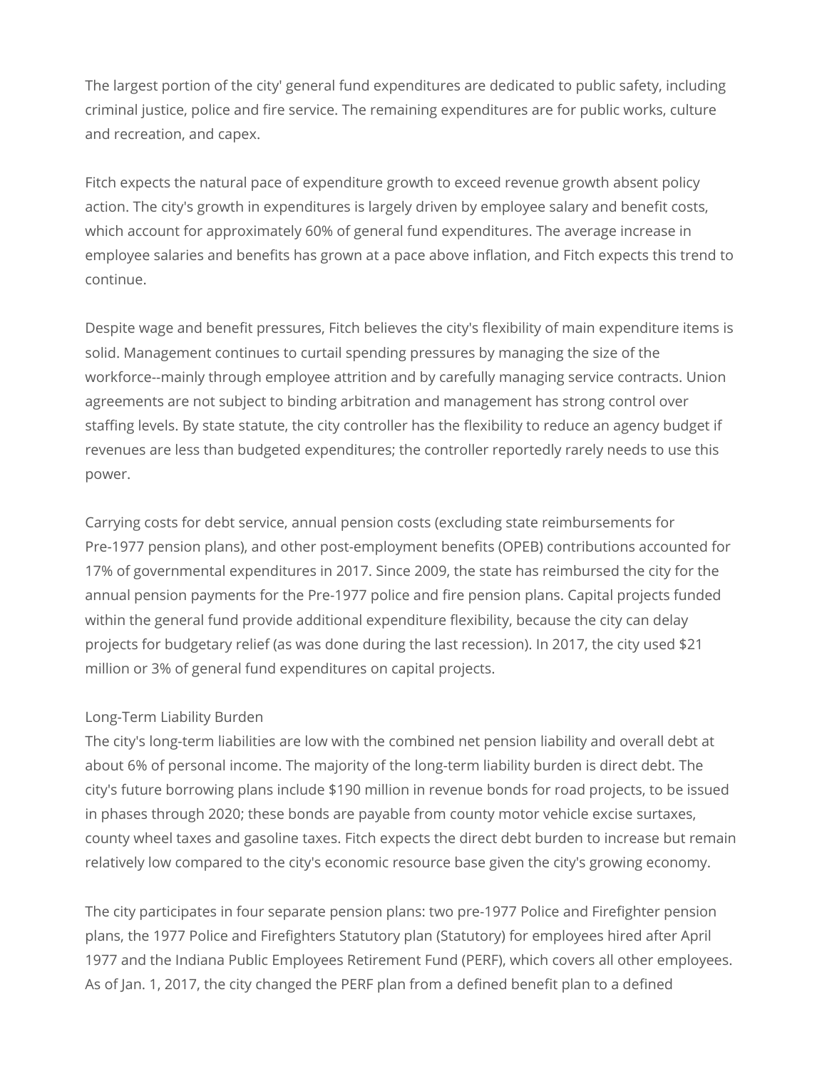The largest portion of the city' general fund expenditures are dedicated to public safety, including criminal justice, police and fire service. The remaining expenditures are for public works, culture and recreation, and capex.

Fitch expects the natural pace of expenditure growth to exceed revenue growth absent policy action. The city's growth in expenditures is largely driven by employee salary and benefit costs, which account for approximately 60% of general fund expenditures. The average increase in employee salaries and benefits has grown at a pace above inflation, and Fitch expects this trend to continue.

Despite wage and benefit pressures, Fitch believes the city's flexibility of main expenditure items is solid. Management continues to curtail spending pressures by managing the size of the workforce--mainly through employee attrition and by carefully managing service contracts. Union agreements are not subject to binding arbitration and management has strong control over staffing levels. By state statute, the city controller has the flexibility to reduce an agency budget if revenues are less than budgeted expenditures; the controller reportedly rarely needs to use this power.

Carrying costs for debt service, annual pension costs (excluding state reimbursements for Pre-1977 pension plans), and other post-employment benefits (OPEB) contributions accounted for 17% of governmental expenditures in 2017. Since 2009, the state has reimbursed the city for the annual pension payments for the Pre-1977 police and fire pension plans. Capital projects funded within the general fund provide additional expenditure flexibility, because the city can delay projects for budgetary relief (as was done during the last recession). In 2017, the city used $21 million or 3% of general fund expenditures on capital projects.

## Long-Term Liability Burden

The city's long-term liabilities are low with the combined net pension liability and overall debt at about 6% of personal income. The majority of the long-term liability burden is direct debt. The city's future borrowing plans include $190 million in revenue bonds for road projects, to be issued in phases through 2020; these bonds are payable from county motor vehicle excise surtaxes, county wheel taxes and gasoline taxes. Fitch expects the direct debt burden to increase but remain relatively low compared to the city's economic resource base given the city's growing economy.

The city participates in four separate pension plans: two pre-1977 Police and Firefighter pension plans, the 1977 Police and Firefighters Statutory plan (Statutory) for employees hired after April 1977 and the Indiana Public Employees Retirement Fund (PERF), which covers all other employees. As of Jan. 1, 2017, the city changed the PERF plan from a defined benefit plan to a defined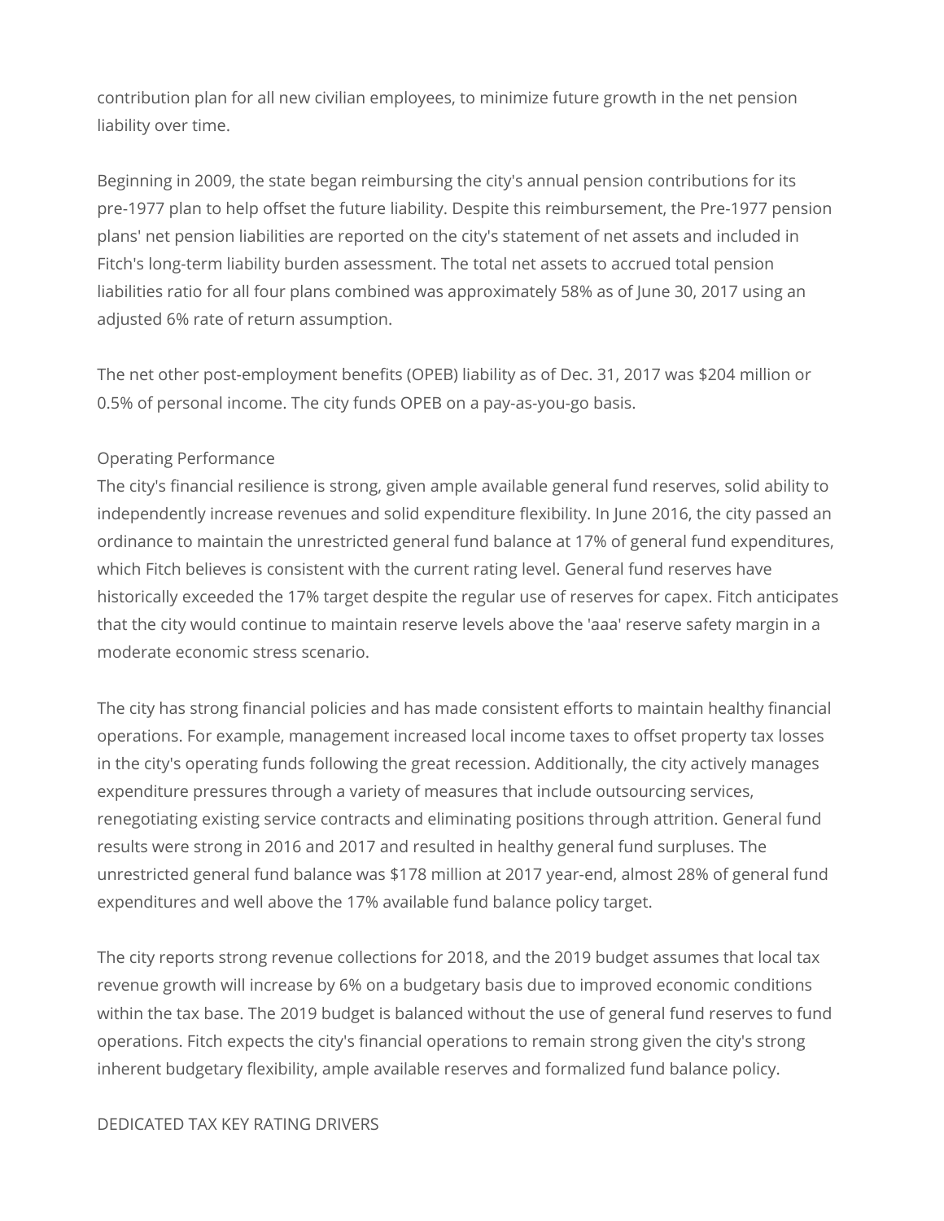contribution plan for all new civilian employees, to minimize future growth in the net pension liability over time.

Beginning in 2009, the state began reimbursing the city's annual pension contributions for its pre-1977 plan to help offset the future liability. Despite this reimbursement, the Pre-1977 pension plans' net pension liabilities are reported on the city's statement of net assets and included in Fitch's long-term liability burden assessment. The total net assets to accrued total pension liabilities ratio for all four plans combined was approximately 58% as of June 30, 2017 using an adjusted 6% rate of return assumption.

The net other post-employment benefits (OPEB) liability as of Dec. 31, 2017 was $204 million or 0.5% of personal income. The city funds OPEB on a pay-as-you-go basis.

Operating Performance

The city's financial resilience is strong, given ample available general fund reserves, solid ability to independently increase revenues and solid expenditure flexibility. In June 2016, the city passed an ordinance to maintain the unrestricted general fund balance at 17% of general fund expenditures, which Fitch believes is consistent with the current rating level. General fund reserves have historically exceeded the 17% target despite the regular use of reserves for capex. Fitch anticipates that the city would continue to maintain reserve levels above the 'aaa' reserve safety margin in a moderate economic stress scenario.

The city has strong financial policies and has made consistent efforts to maintain healthy financial operations. For example, management increased local income taxes to offset property tax losses in the city's operating funds following the great recession. Additionally, the city actively manages expenditure pressures through a variety of measures that include outsourcing services, renegotiating existing service contracts and eliminating positions through attrition. General fund results were strong in 2016 and 2017 and resulted in healthy general fund surpluses. The unrestricted general fund balance was $178 million at 2017 year-end, almost 28% of general fund expenditures and well above the 17% available fund balance policy target.

The city reports strong revenue collections for 2018, and the 2019 budget assumes that local tax revenue growth will increase by 6% on a budgetary basis due to improved economic conditions within the tax base. The 2019 budget is balanced without the use of general fund reserves to fund operations. Fitch expects the city's financial operations to remain strong given the city's strong inherent budgetary flexibility, ample available reserves and formalized fund balance policy.

DEDICATED TAX KEY RATING DRIVERS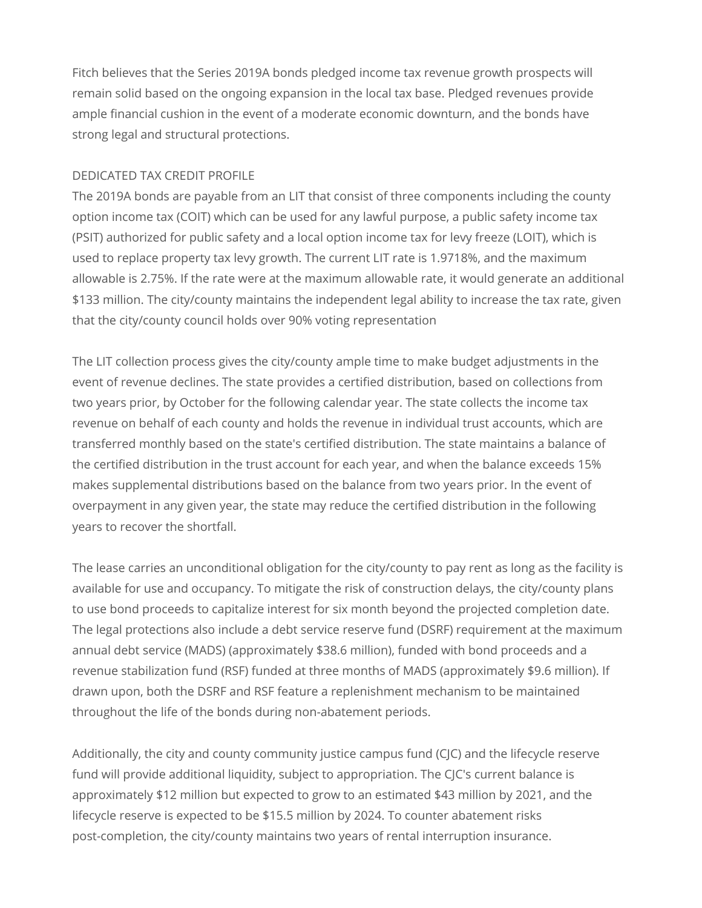Fitch believes that the Series 2019A bonds pledged income tax revenue growth prospects will remain solid based on the ongoing expansion in the local tax base. Pledged revenues provide ample financial cushion in the event of a moderate economic downturn, and the bonds have strong legal and structural protections.

DEDICATED TAX CREDIT PROFILE

The 2019A bonds are payable from an LIT that consist of three components including the county option income tax (COIT) which can be used for any lawful purpose, a public safety income tax (PSIT) authorized for public safety and a local option income tax for levy freeze (LOIT), which is used to replace property tax levy growth. The current LIT rate is 1.9718%, and the maximum allowable is 2.75%. If the rate were at the maximum allowable rate, it would generate an additional $133 million. The city/county maintains the independent legal ability to increase the tax rate, given that the city/county council holds over 90% voting representation

The LIT collection process gives the city/county ample time to make budget adjustments in the event of revenue declines. The state provides a certified distribution, based on collections from two years prior, by October for the following calendar year. The state collects the income tax revenue on behalf of each county and holds the revenue in individual trust accounts, which are transferred monthly based on the state's certified distribution. The state maintains a balance of the certified distribution in the trust account for each year, and when the balance exceeds 15% makes supplemental distributions based on the balance from two years prior. In the event of overpayment in any given year, the state may reduce the certified distribution in the following years to recover the shortfall.

The lease carries an unconditional obligation for the city/county to pay rent as long as the facility is available for use and occupancy. To mitigate the risk of construction delays, the city/county plans to use bond proceeds to capitalize interest for six month beyond the projected completion date. The legal protections also include a debt service reserve fund (DSRF) requirement at the maximum annual debt service (MADS) (approximately $38.6 million), funded with bond proceeds and a revenue stabilization fund (RSF) funded at three months of MADS (approximately $9.6 million). If drawn upon, both the DSRF and RSF feature a replenishment mechanism to be maintained throughout the life of the bonds during non-abatement periods.

Additionally, the city and county community justice campus fund (CJC) and the lifecycle reserve fund will provide additional liquidity, subject to appropriation. The CJC's current balance is approximately $12 million but expected to grow to an estimated $43 million by 2021, and the lifecycle reserve is expected to be $15.5 million by 2024. To counter abatement risks post-completion, the city/county maintains two years of rental interruption insurance.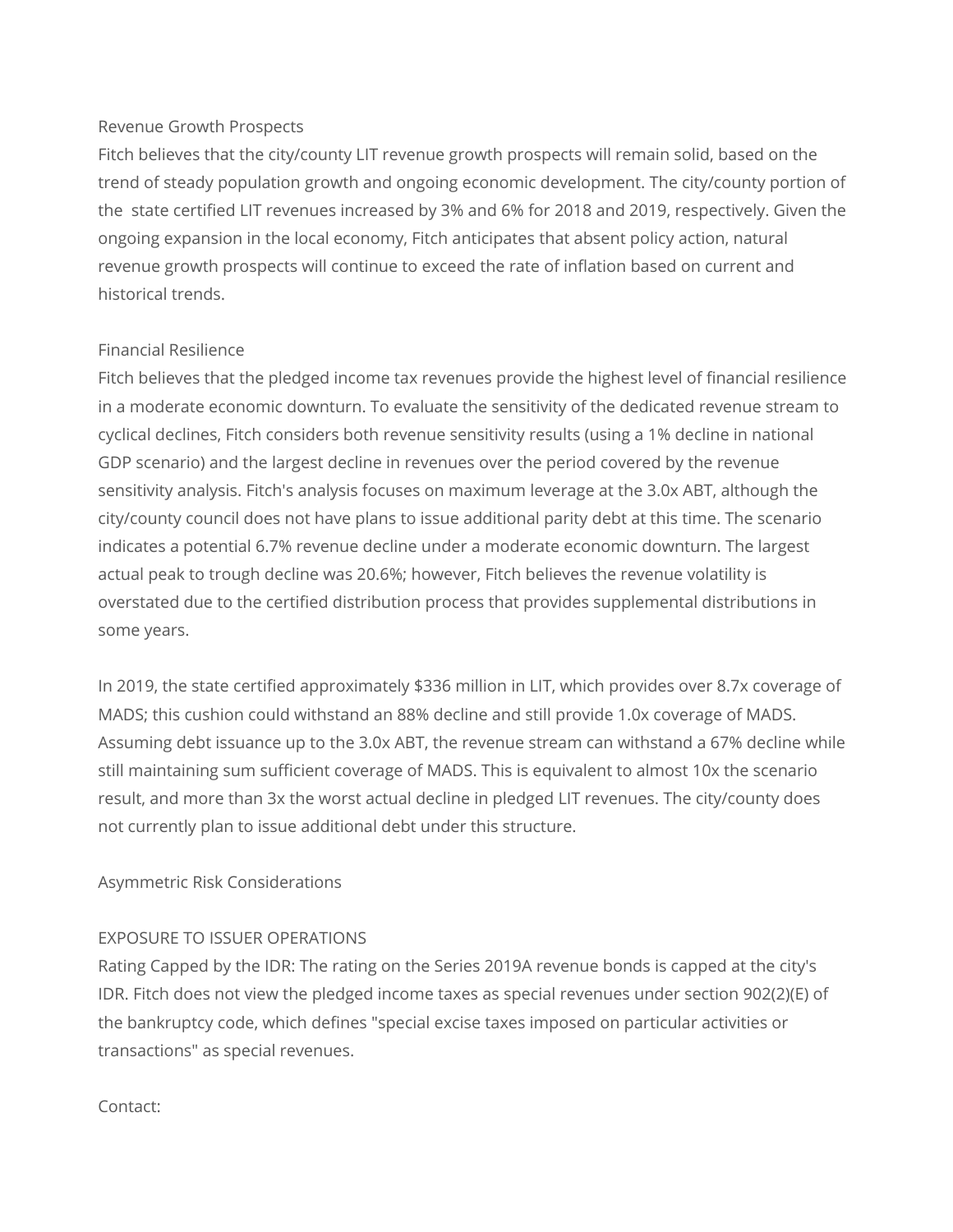Revenue Growth Prospects

Fitch believes that the city/county LIT revenue growth prospects will remain solid, based on the trend of steady population growth and ongoing economic development. The city/county portion of the state certified LIT revenues increased by 3% and 6% for 2018 and 2019, respectively. Given the ongoing expansion in the local economy, Fitch anticipates that absent policy action, natural revenue growth prospects will continue to exceed the rate of inflation based on current and historical trends.

Financial Resilience

Fitch believes that the pledged income tax revenues provide the highest level of financial resilience in a moderate economic downturn. To evaluate the sensitivity of the dedicated revenue stream to cyclical declines, Fitch considers both revenue sensitivity results (using a 1% decline in national GDP scenario) and the largest decline in revenues over the period covered by the revenue sensitivity analysis. Fitch's analysis focuses on maximum leverage at the 3.0x ABT, although the city/county council does not have plans to issue additional parity debt at this time. The scenario indicates a potential 6.7% revenue decline under a moderate economic downturn. The largest actual peak to trough decline was 20.6%; however, Fitch believes the revenue volatility is overstated due to the certified distribution process that provides supplemental distributions in some years.

In 2019, the state certified approximately $336 million in LIT, which provides over 8.7x coverage of MADS; this cushion could withstand an 88% decline and still provide 1.0x coverage of MADS. Assuming debt issuance up to the 3.0x ABT, the revenue stream can withstand a 67% decline while still maintaining sum sufficient coverage of MADS. This is equivalent to almost 10x the scenario result, and more than 3x the worst actual decline in pledged LIT revenues. The city/county does not currently plan to issue additional debt under this structure.

Asymmetric Risk Considerations

EXPOSURE TO ISSUER OPERATIONS

Rating Capped by the IDR: The rating on the Series 2019A revenue bonds is capped at the city's IDR. Fitch does not view the pledged income taxes as special revenues under section 902(2)(E) of the bankruptcy code, which defines "special excise taxes imposed on particular activities or transactions" as special revenues.

Contact: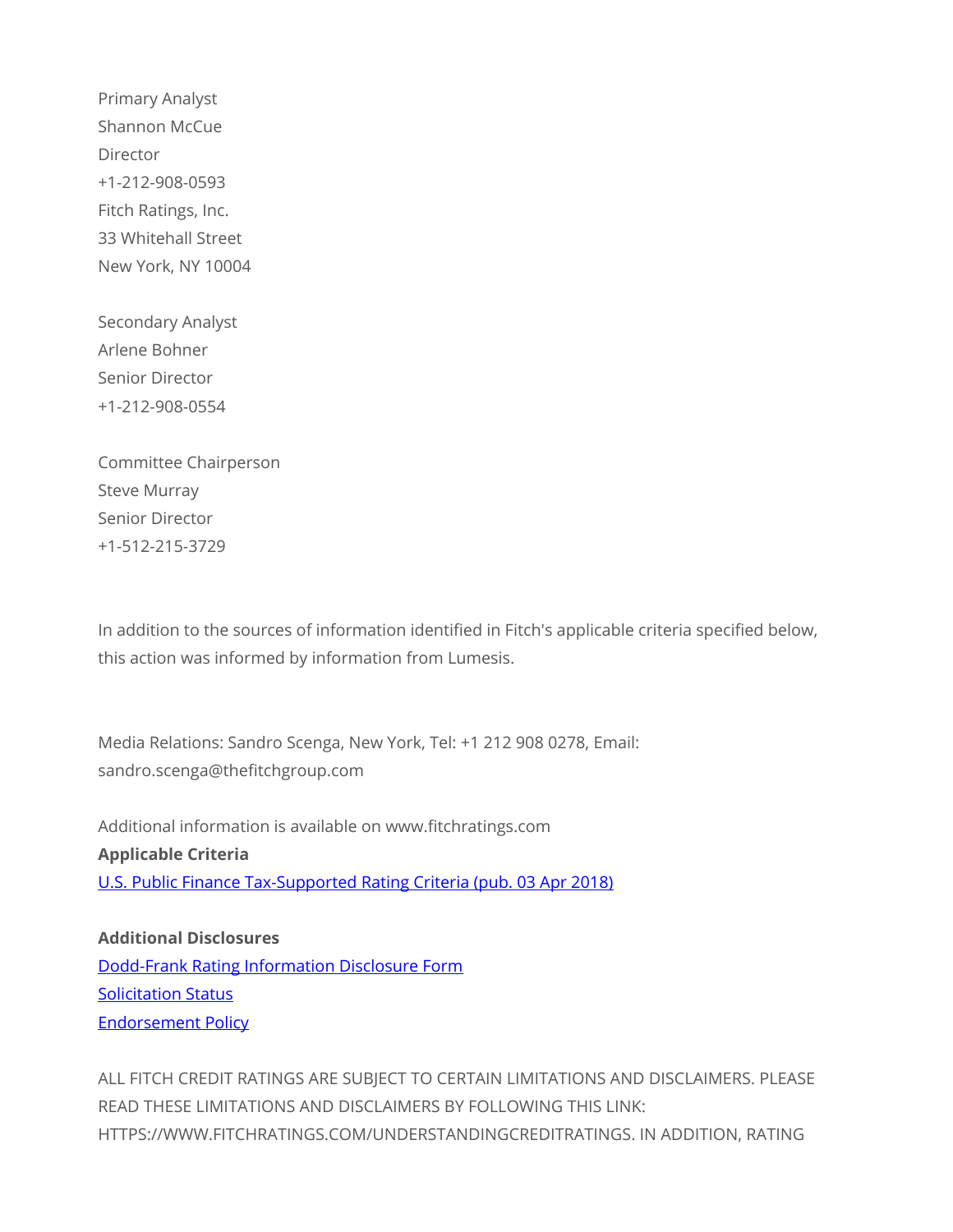Primary Analyst
Shannon McCue
Director
+1-212-908-0593
Fitch Ratings, Inc.
33 Whitehall Street
New York, NY 10004

Secondary Analyst
Arlene Bohner
Senior Director
+1-212-908-0554

Committee Chairperson
Steve Murray
Senior Director
+1-512-215-3729

In addition to the sources of information identified in Fitch's applicable criteria specified below, this action was informed by information from Lumesis.

Media Relations: Sandro Scenga, New York, Tel: +1 212 908 0278, Email: sandro.scenga@thefitchgroup.com

Additional information is available on www.fitchratings.com

**Applicable Criteria**

U.S. Public Finance Tax-Supported Rating Criteria (pub. 03 Apr 2018)

**Additional Disclosures**

Dodd-Frank Rating Information Disclosure Form
Solicitation Status
Endorsement Policy

ALL FITCH CREDIT RATINGS ARE SUBJECT TO CERTAIN LIMITATIONS AND DISCLAIMERS. PLEASE READ THESE LIMITATIONS AND DISCLAIMERS BY FOLLOWING THIS LINK: HTTPS://WWW.FITCHRATINGS.COM/UNDERSTANDINGCREDITRATINGS. IN ADDITION, RATING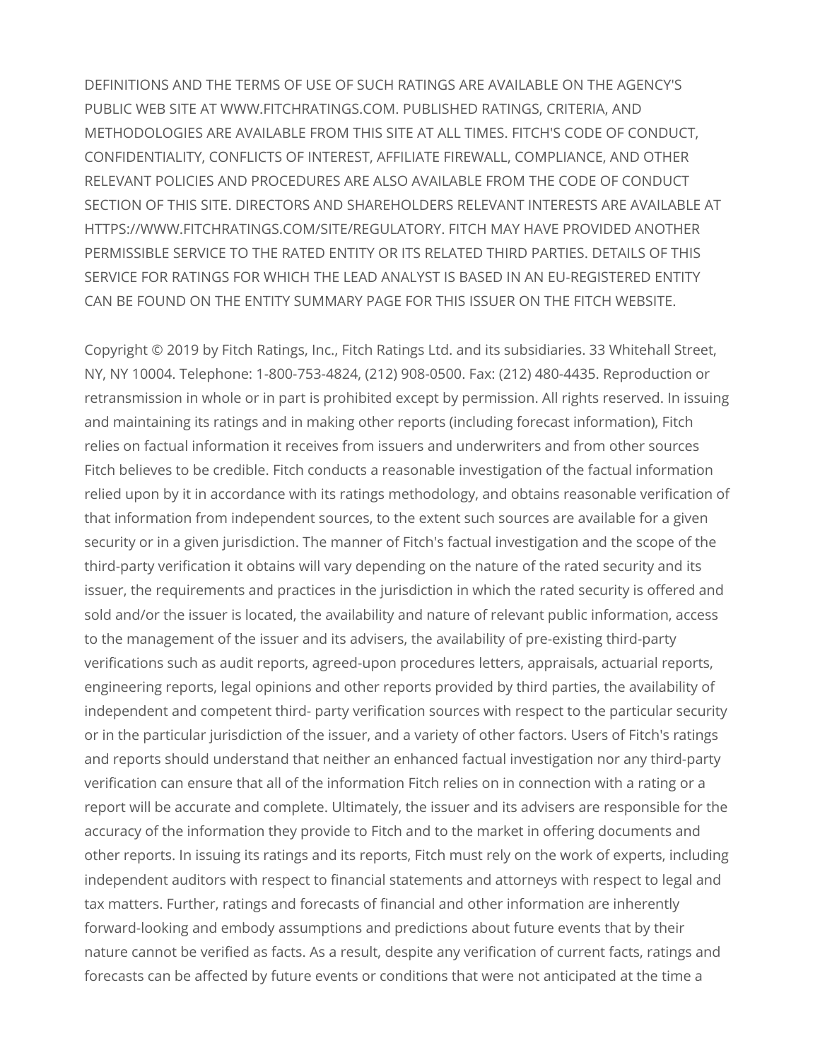DEFINITIONS AND THE TERMS OF USE OF SUCH RATINGS ARE AVAILABLE ON THE AGENCY'S PUBLIC WEB SITE AT WWW.FITCHRATINGS.COM. PUBLISHED RATINGS, CRITERIA, AND METHODOLOGIES ARE AVAILABLE FROM THIS SITE AT ALL TIMES. FITCH'S CODE OF CONDUCT, CONFIDENTIALITY, CONFLICTS OF INTEREST, AFFILIATE FIREWALL, COMPLIANCE, AND OTHER RELEVANT POLICIES AND PROCEDURES ARE ALSO AVAILABLE FROM THE CODE OF CONDUCT SECTION OF THIS SITE. DIRECTORS AND SHAREHOLDERS RELEVANT INTERESTS ARE AVAILABLE AT HTTPS://WWW.FITCHRATINGS.COM/SITE/REGULATORY. FITCH MAY HAVE PROVIDED ANOTHER PERMISSIBLE SERVICE TO THE RATED ENTITY OR ITS RELATED THIRD PARTIES. DETAILS OF THIS SERVICE FOR RATINGS FOR WHICH THE LEAD ANALYST IS BASED IN AN EU-REGISTERED ENTITY CAN BE FOUND ON THE ENTITY SUMMARY PAGE FOR THIS ISSUER ON THE FITCH WEBSITE.

Copyright © 2019 by Fitch Ratings, Inc., Fitch Ratings Ltd. and its subsidiaries. 33 Whitehall Street, NY, NY 10004. Telephone: 1-800-753-4824, (212) 908-0500. Fax: (212) 480-4435. Reproduction or retransmission in whole or in part is prohibited except by permission. All rights reserved. In issuing and maintaining its ratings and in making other reports (including forecast information), Fitch relies on factual information it receives from issuers and underwriters and from other sources Fitch believes to be credible. Fitch conducts a reasonable investigation of the factual information relied upon by it in accordance with its ratings methodology, and obtains reasonable verification of that information from independent sources, to the extent such sources are available for a given security or in a given jurisdiction. The manner of Fitch's factual investigation and the scope of the third-party verification it obtains will vary depending on the nature of the rated security and its issuer, the requirements and practices in the jurisdiction in which the rated security is offered and sold and/or the issuer is located, the availability and nature of relevant public information, access to the management of the issuer and its advisers, the availability of pre-existing third-party verifications such as audit reports, agreed-upon procedures letters, appraisals, actuarial reports, engineering reports, legal opinions and other reports provided by third parties, the availability of independent and competent third- party verification sources with respect to the particular security or in the particular jurisdiction of the issuer, and a variety of other factors. Users of Fitch's ratings and reports should understand that neither an enhanced factual investigation nor any third-party verification can ensure that all of the information Fitch relies on in connection with a rating or a report will be accurate and complete. Ultimately, the issuer and its advisers are responsible for the accuracy of the information they provide to Fitch and to the market in offering documents and other reports. In issuing its ratings and its reports, Fitch must rely on the work of experts, including independent auditors with respect to financial statements and attorneys with respect to legal and tax matters. Further, ratings and forecasts of financial and other information are inherently forward-looking and embody assumptions and predictions about future events that by their nature cannot be verified as facts. As a result, despite any verification of current facts, ratings and forecasts can be affected by future events or conditions that were not anticipated at the time a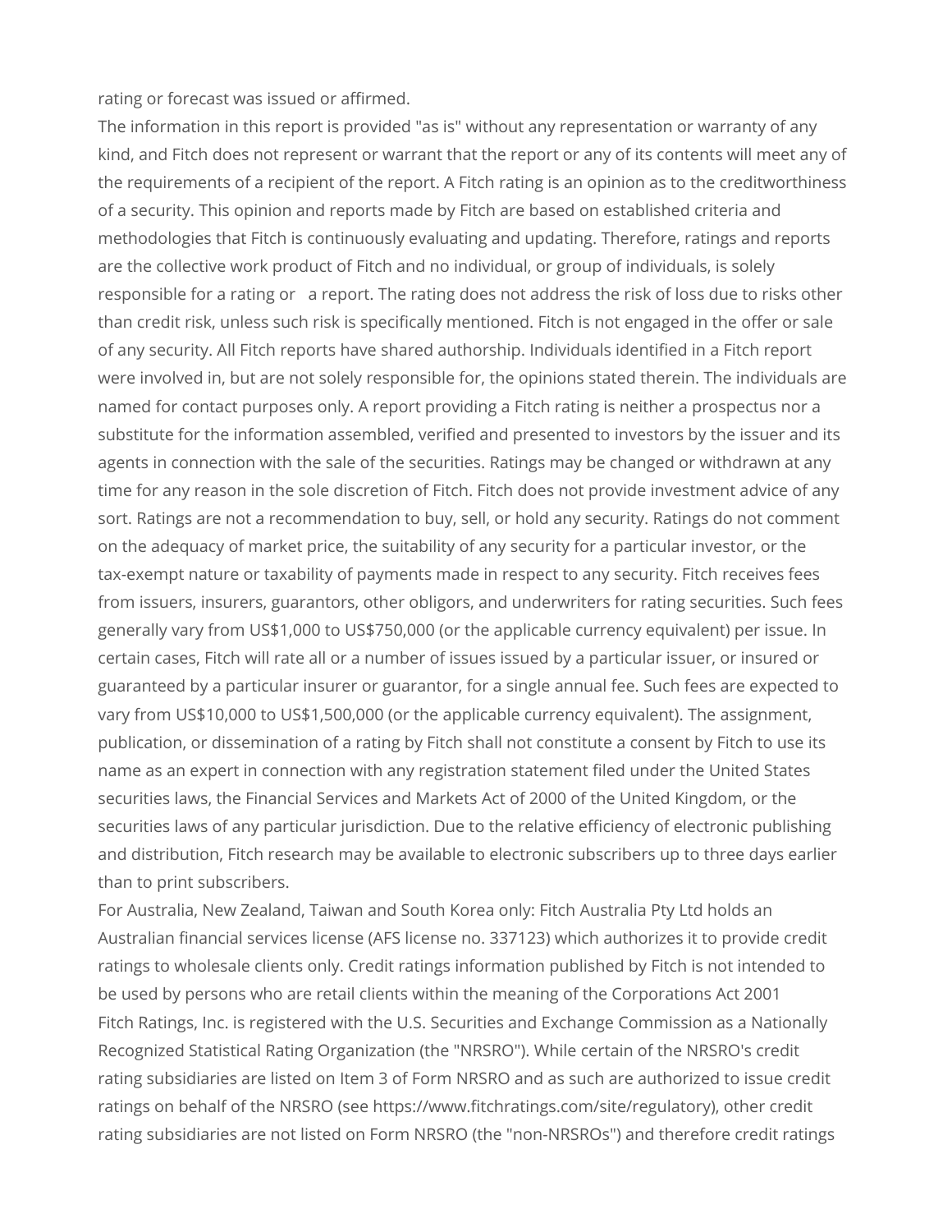rating or forecast was issued or affirmed.

The information in this report is provided "as is" without any representation or warranty of any kind, and Fitch does not represent or warrant that the report or any of its contents will meet any of the requirements of a recipient of the report. A Fitch rating is an opinion as to the creditworthiness of a security. This opinion and reports made by Fitch are based on established criteria and methodologies that Fitch is continuously evaluating and updating. Therefore, ratings and reports are the collective work product of Fitch and no individual, or group of individuals, is solely responsible for a rating or a report. The rating does not address the risk of loss due to risks other than credit risk, unless such risk is specifically mentioned. Fitch is not engaged in the offer or sale of any security. All Fitch reports have shared authorship. Individuals identified in a Fitch report were involved in, but are not solely responsible for, the opinions stated therein. The individuals are named for contact purposes only. A report providing a Fitch rating is neither a prospectus nor a substitute for the information assembled, verified and presented to investors by the issuer and its agents in connection with the sale of the securities. Ratings may be changed or withdrawn at any time for any reason in the sole discretion of Fitch. Fitch does not provide investment advice of any sort. Ratings are not a recommendation to buy, sell, or hold any security. Ratings do not comment on the adequacy of market price, the suitability of any security for a particular investor, or the tax-exempt nature or taxability of payments made in respect to any security. Fitch receives fees from issuers, insurers, guarantors, other obligors, and underwriters for rating securities. Such fees generally vary from US$1,000 to US$750,000 (or the applicable currency equivalent) per issue. In certain cases, Fitch will rate all or a number of issues issued by a particular issuer, or insured or guaranteed by a particular insurer or guarantor, for a single annual fee. Such fees are expected to vary from US$10,000 to US$1,500,000 (or the applicable currency equivalent). The assignment, publication, or dissemination of a rating by Fitch shall not constitute a consent by Fitch to use its name as an expert in connection with any registration statement filed under the United States securities laws, the Financial Services and Markets Act of 2000 of the United Kingdom, or the securities laws of any particular jurisdiction. Due to the relative efficiency of electronic publishing and distribution, Fitch research may be available to electronic subscribers up to three days earlier than to print subscribers.

For Australia, New Zealand, Taiwan and South Korea only: Fitch Australia Pty Ltd holds an Australian financial services license (AFS license no. 337123) which authorizes it to provide credit ratings to wholesale clients only. Credit ratings information published by Fitch is not intended to be used by persons who are retail clients within the meaning of the Corporations Act 2001

Fitch Ratings, Inc. is registered with the U.S. Securities and Exchange Commission as a Nationally Recognized Statistical Rating Organization (the "NRSRO"). While certain of the NRSRO's credit rating subsidiaries are listed on Item 3 of Form NRSRO and as such are authorized to issue credit ratings on behalf of the NRSRO (see https://www.fitchratings.com/site/regulatory), other credit rating subsidiaries are not listed on Form NRSRO (the "non-NRSROs") and therefore credit ratings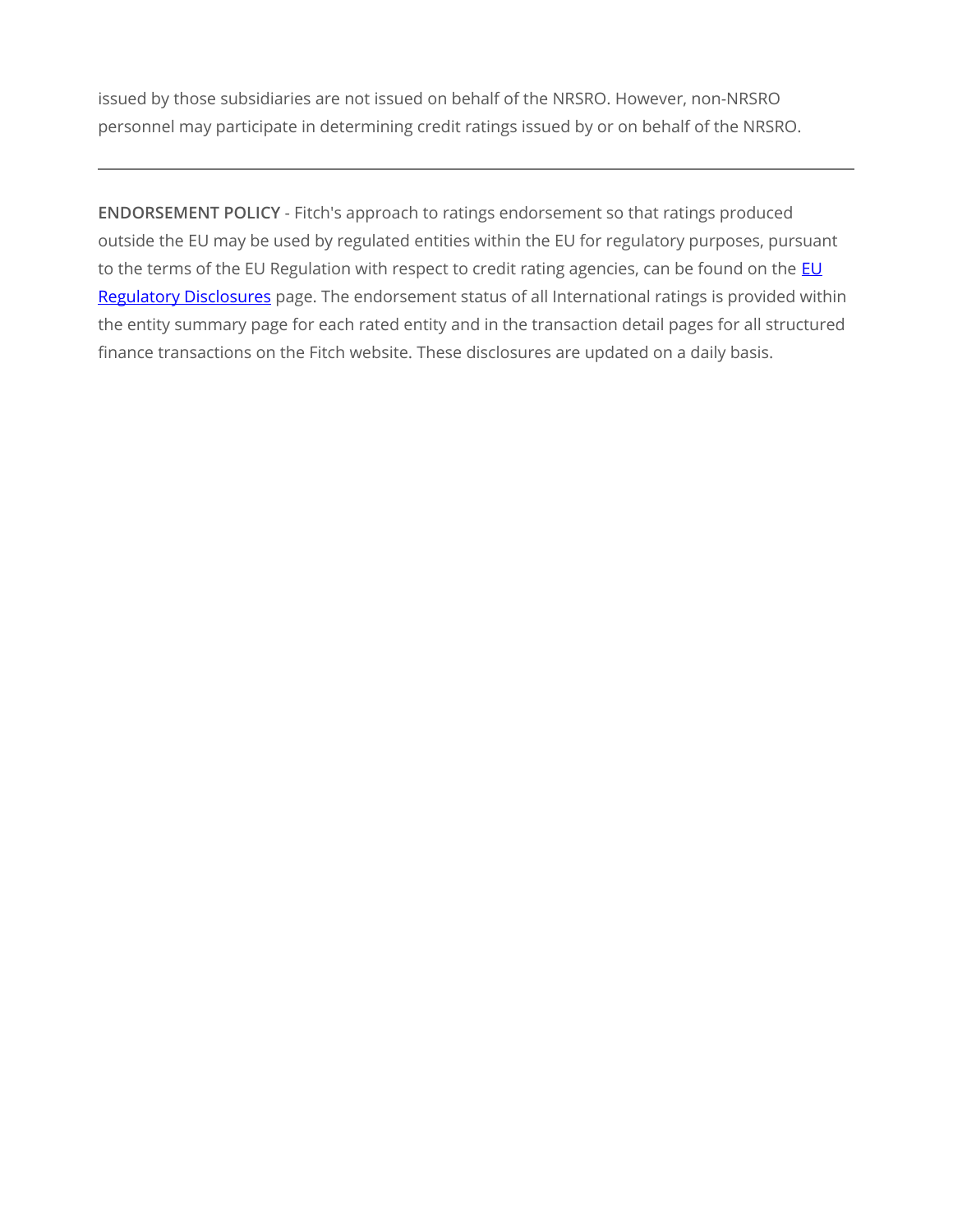issued by those subsidiaries are not issued on behalf of the NRSRO. However, non-NRSRO personnel may participate in determining credit ratings issued by or on behalf of the NRSRO.

---

**ENDORSEMENT POLICY** - Fitch's approach to ratings endorsement so that ratings produced outside the EU may be used by regulated entities within the EU for regulatory purposes, pursuant to the terms of the EU Regulation with respect to credit rating agencies, can be found on the EU Regulatory Disclosures page. The endorsement status of all International ratings is provided within the entity summary page for each rated entity and in the transaction detail pages for all structured finance transactions on the Fitch website. These disclosures are updated on a daily basis.